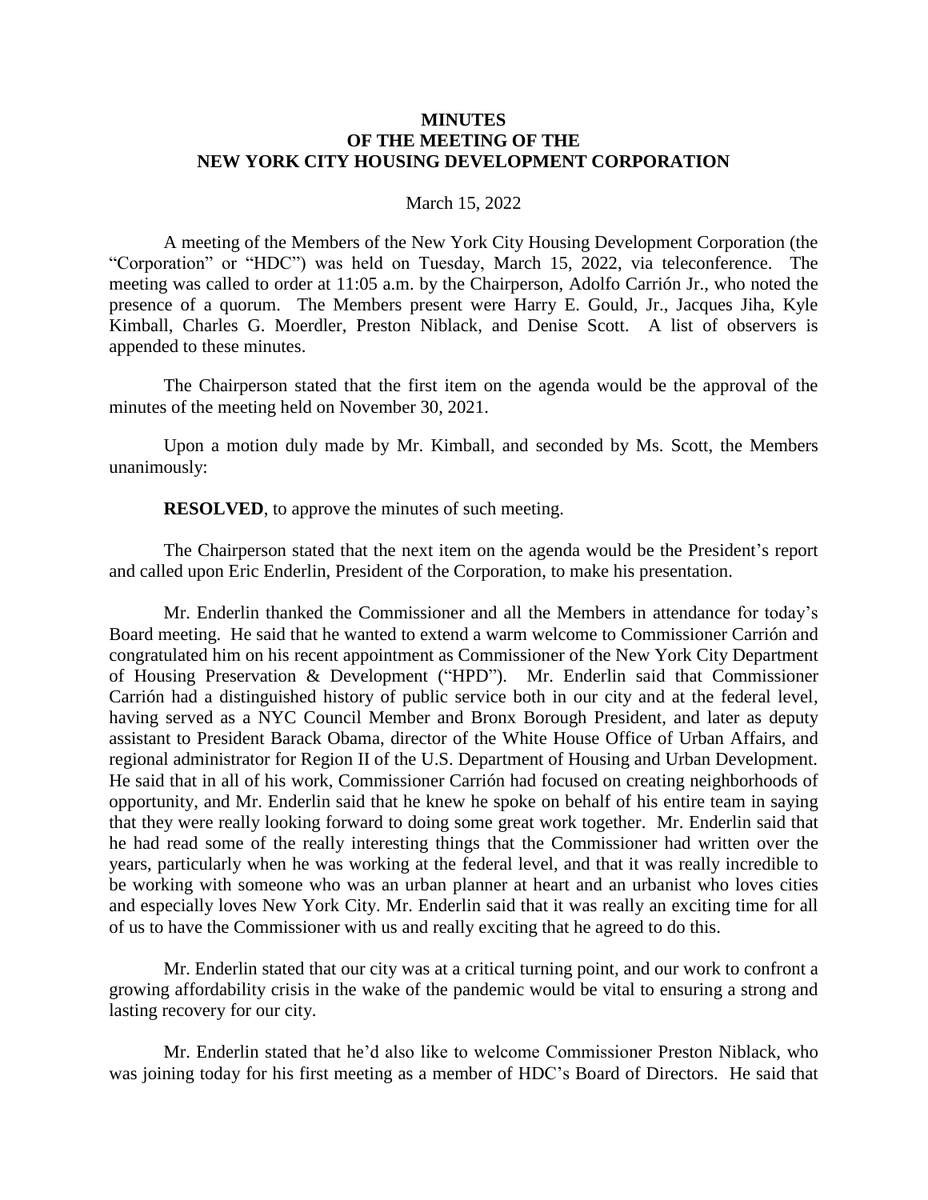# MINUTES
# OF THE MEETING OF THE
# NEW YORK CITY HOUSING DEVELOPMENT CORPORATION

March 15, 2022

A meeting of the Members of the New York City Housing Development Corporation (the "Corporation" or "HDC") was held on Tuesday, March 15, 2022, via teleconference. The meeting was called to order at 11:05 a.m. by the Chairperson, Adolfo Carrión Jr., who noted the presence of a quorum. The Members present were Harry E. Gould, Jr., Jacques Jiha, Kyle Kimball, Charles G. Moerdler, Preston Niblack, and Denise Scott. A list of observers is appended to these minutes.

The Chairperson stated that the first item on the agenda would be the approval of the minutes of the meeting held on November 30, 2021.

Upon a motion duly made by Mr. Kimball, and seconded by Ms. Scott, the Members unanimously:

**RESOLVED**, to approve the minutes of such meeting.

The Chairperson stated that the next item on the agenda would be the President's report and called upon Eric Enderlin, President of the Corporation, to make his presentation.

Mr. Enderlin thanked the Commissioner and all the Members in attendance for today's Board meeting. He said that he wanted to extend a warm welcome to Commissioner Carrión and congratulated him on his recent appointment as Commissioner of the New York City Department of Housing Preservation & Development ("HPD"). Mr. Enderlin said that Commissioner Carrión had a distinguished history of public service both in our city and at the federal level, having served as a NYC Council Member and Bronx Borough President, and later as deputy assistant to President Barack Obama, director of the White House Office of Urban Affairs, and regional administrator for Region II of the U.S. Department of Housing and Urban Development. He said that in all of his work, Commissioner Carrión had focused on creating neighborhoods of opportunity, and Mr. Enderlin said that he knew he spoke on behalf of his entire team in saying that they were really looking forward to doing some great work together. Mr. Enderlin said that he had read some of the really interesting things that the Commissioner had written over the years, particularly when he was working at the federal level, and that it was really incredible to be working with someone who was an urban planner at heart and an urbanist who loves cities and especially loves New York City. Mr. Enderlin said that it was really an exciting time for all of us to have the Commissioner with us and really exciting that he agreed to do this.

Mr. Enderlin stated that our city was at a critical turning point, and our work to confront a growing affordability crisis in the wake of the pandemic would be vital to ensuring a strong and lasting recovery for our city.

Mr. Enderlin stated that he'd also like to welcome Commissioner Preston Niblack, who was joining today for his first meeting as a member of HDC's Board of Directors. He said that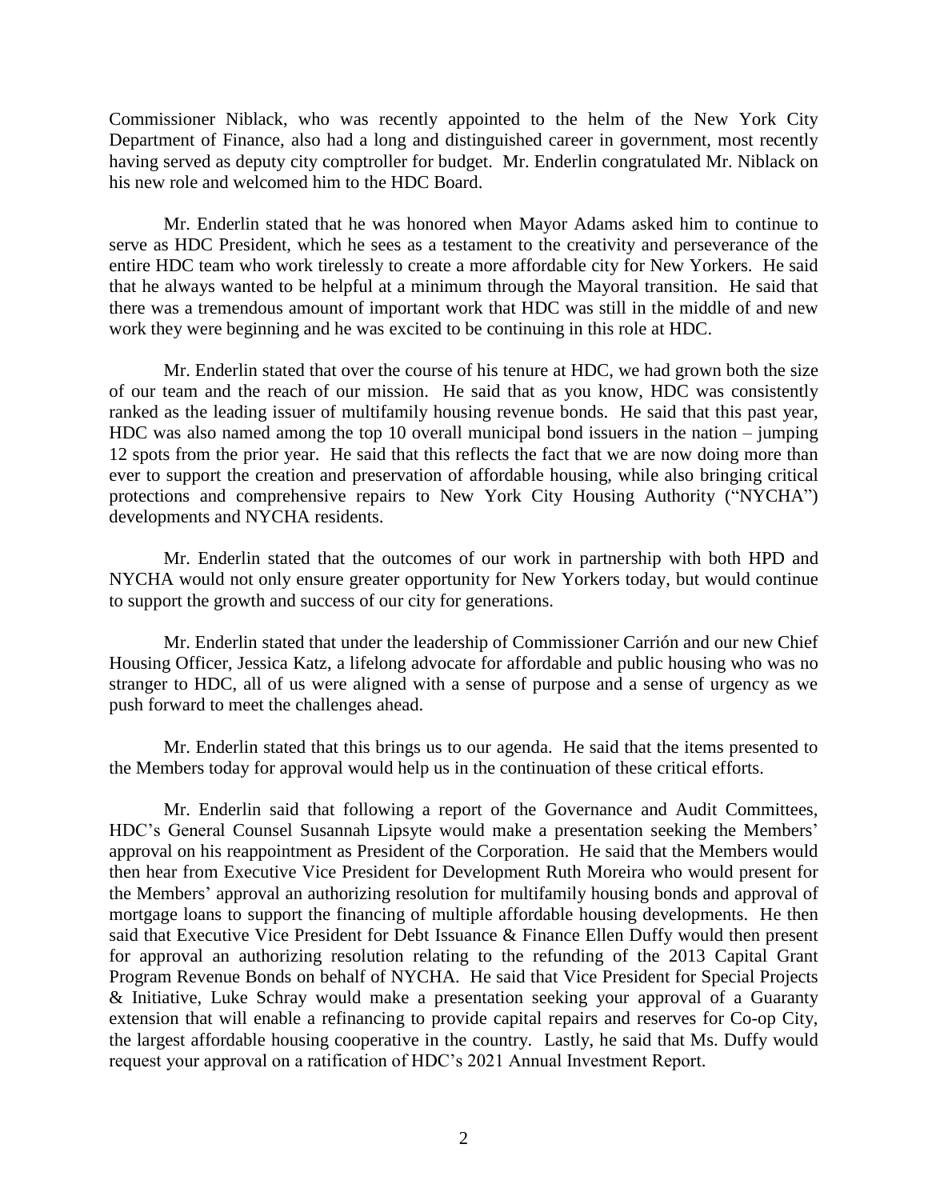Commissioner Niblack, who was recently appointed to the helm of the New York City Department of Finance, also had a long and distinguished career in government, most recently having served as deputy city comptroller for budget. Mr. Enderlin congratulated Mr. Niblack on his new role and welcomed him to the HDC Board.

Mr. Enderlin stated that he was honored when Mayor Adams asked him to continue to serve as HDC President, which he sees as a testament to the creativity and perseverance of the entire HDC team who work tirelessly to create a more affordable city for New Yorkers. He said that he always wanted to be helpful at a minimum through the Mayoral transition. He said that there was a tremendous amount of important work that HDC was still in the middle of and new work they were beginning and he was excited to be continuing in this role at HDC.

Mr. Enderlin stated that over the course of his tenure at HDC, we had grown both the size of our team and the reach of our mission. He said that as you know, HDC was consistently ranked as the leading issuer of multifamily housing revenue bonds. He said that this past year, HDC was also named among the top 10 overall municipal bond issuers in the nation – jumping 12 spots from the prior year. He said that this reflects the fact that we are now doing more than ever to support the creation and preservation of affordable housing, while also bringing critical protections and comprehensive repairs to New York City Housing Authority ("NYCHA") developments and NYCHA residents.

Mr. Enderlin stated that the outcomes of our work in partnership with both HPD and NYCHA would not only ensure greater opportunity for New Yorkers today, but would continue to support the growth and success of our city for generations.

Mr. Enderlin stated that under the leadership of Commissioner Carrión and our new Chief Housing Officer, Jessica Katz, a lifelong advocate for affordable and public housing who was no stranger to HDC, all of us were aligned with a sense of purpose and a sense of urgency as we push forward to meet the challenges ahead.

Mr. Enderlin stated that this brings us to our agenda. He said that the items presented to the Members today for approval would help us in the continuation of these critical efforts.

Mr. Enderlin said that following a report of the Governance and Audit Committees, HDC's General Counsel Susannah Lipsyte would make a presentation seeking the Members' approval on his reappointment as President of the Corporation. He said that the Members would then hear from Executive Vice President for Development Ruth Moreira who would present for the Members' approval an authorizing resolution for multifamily housing bonds and approval of mortgage loans to support the financing of multiple affordable housing developments. He then said that Executive Vice President for Debt Issuance & Finance Ellen Duffy would then present for approval an authorizing resolution relating to the refunding of the 2013 Capital Grant Program Revenue Bonds on behalf of NYCHA. He said that Vice President for Special Projects & Initiative, Luke Schray would make a presentation seeking your approval of a Guaranty extension that will enable a refinancing to provide capital repairs and reserves for Co-op City, the largest affordable housing cooperative in the country. Lastly, he said that Ms. Duffy would request your approval on a ratification of HDC's 2021 Annual Investment Report.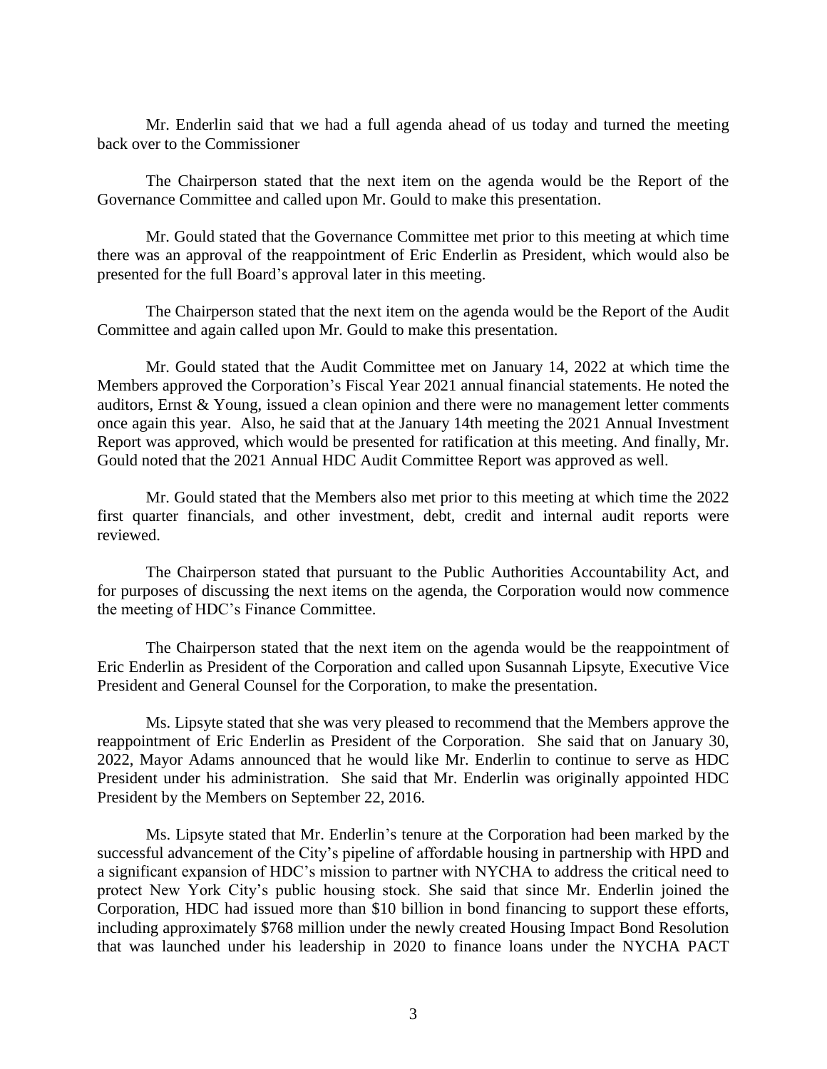Mr. Enderlin said that we had a full agenda ahead of us today and turned the meeting back over to the Commissioner

The Chairperson stated that the next item on the agenda would be the Report of the Governance Committee and called upon Mr. Gould to make this presentation.

Mr. Gould stated that the Governance Committee met prior to this meeting at which time there was an approval of the reappointment of Eric Enderlin as President, which would also be presented for the full Board's approval later in this meeting.

The Chairperson stated that the next item on the agenda would be the Report of the Audit Committee and again called upon Mr. Gould to make this presentation.

Mr. Gould stated that the Audit Committee met on January 14, 2022 at which time the Members approved the Corporation's Fiscal Year 2021 annual financial statements. He noted the auditors, Ernst & Young, issued a clean opinion and there were no management letter comments once again this year. Also, he said that at the January 14th meeting the 2021 Annual Investment Report was approved, which would be presented for ratification at this meeting. And finally, Mr. Gould noted that the 2021 Annual HDC Audit Committee Report was approved as well.

Mr. Gould stated that the Members also met prior to this meeting at which time the 2022 first quarter financials, and other investment, debt, credit and internal audit reports were reviewed.

The Chairperson stated that pursuant to the Public Authorities Accountability Act, and for purposes of discussing the next items on the agenda, the Corporation would now commence the meeting of HDC's Finance Committee.

The Chairperson stated that the next item on the agenda would be the reappointment of Eric Enderlin as President of the Corporation and called upon Susannah Lipsyte, Executive Vice President and General Counsel for the Corporation, to make the presentation.

Ms. Lipsyte stated that she was very pleased to recommend that the Members approve the reappointment of Eric Enderlin as President of the Corporation. She said that on January 30, 2022, Mayor Adams announced that he would like Mr. Enderlin to continue to serve as HDC President under his administration. She said that Mr. Enderlin was originally appointed HDC President by the Members on September 22, 2016.

Ms. Lipsyte stated that Mr. Enderlin's tenure at the Corporation had been marked by the successful advancement of the City's pipeline of affordable housing in partnership with HPD and a significant expansion of HDC's mission to partner with NYCHA to address the critical need to protect New York City's public housing stock. She said that since Mr. Enderlin joined the Corporation, HDC had issued more than $10 billion in bond financing to support these efforts, including approximately $768 million under the newly created Housing Impact Bond Resolution that was launched under his leadership in 2020 to finance loans under the NYCHA PACT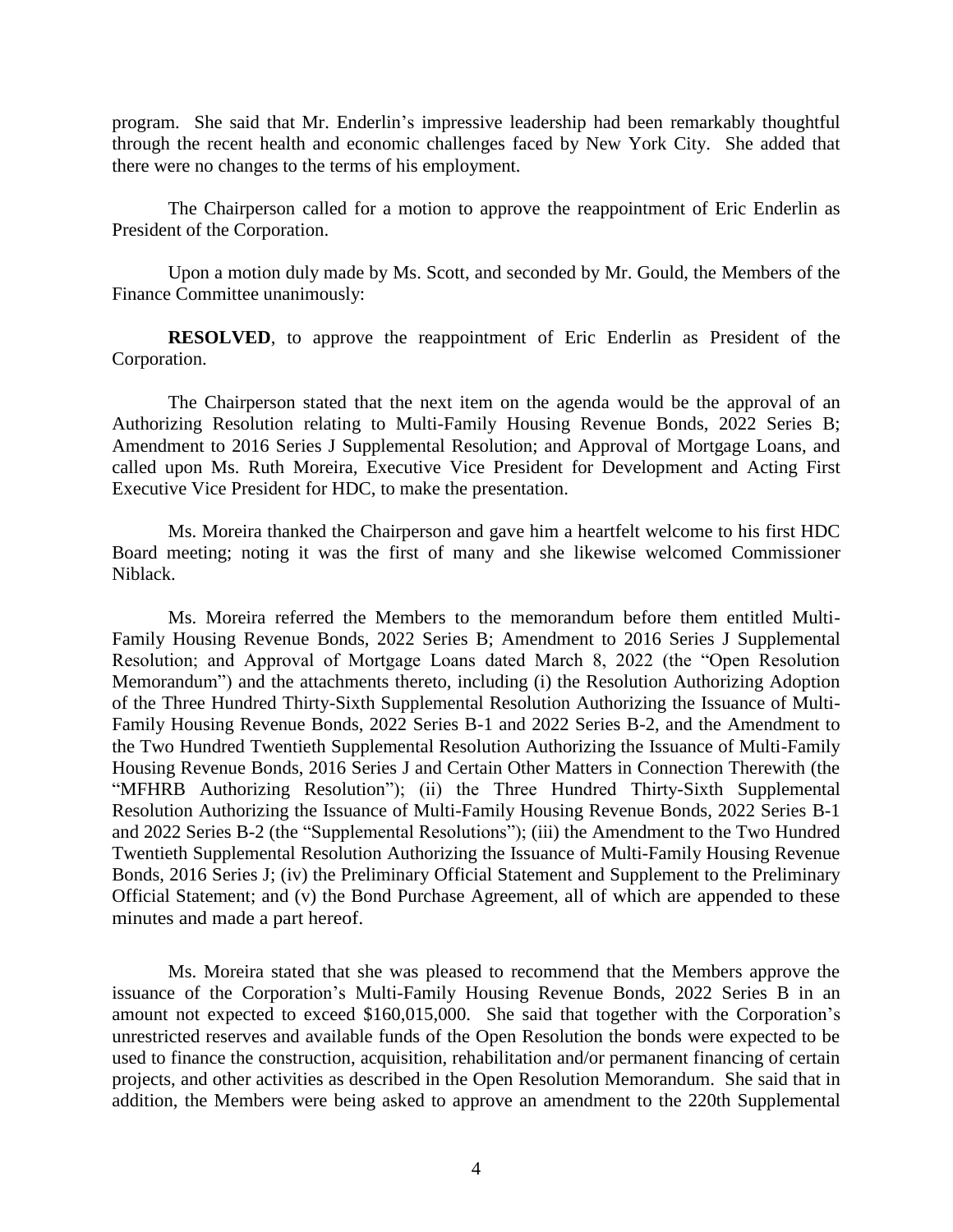program. She said that Mr. Enderlin's impressive leadership had been remarkably thoughtful through the recent health and economic challenges faced by New York City. She added that there were no changes to the terms of his employment.

The Chairperson called for a motion to approve the reappointment of Eric Enderlin as President of the Corporation.

Upon a motion duly made by Ms. Scott, and seconded by Mr. Gould, the Members of the Finance Committee unanimously:

**RESOLVED**, to approve the reappointment of Eric Enderlin as President of the Corporation.

The Chairperson stated that the next item on the agenda would be the approval of an Authorizing Resolution relating to Multi-Family Housing Revenue Bonds, 2022 Series B; Amendment to 2016 Series J Supplemental Resolution; and Approval of Mortgage Loans, and called upon Ms. Ruth Moreira, Executive Vice President for Development and Acting First Executive Vice President for HDC, to make the presentation.

Ms. Moreira thanked the Chairperson and gave him a heartfelt welcome to his first HDC Board meeting; noting it was the first of many and she likewise welcomed Commissioner Niblack.

Ms. Moreira referred the Members to the memorandum before them entitled Multi-Family Housing Revenue Bonds, 2022 Series B; Amendment to 2016 Series J Supplemental Resolution; and Approval of Mortgage Loans dated March 8, 2022 (the "Open Resolution Memorandum") and the attachments thereto, including (i) the Resolution Authorizing Adoption of the Three Hundred Thirty-Sixth Supplemental Resolution Authorizing the Issuance of Multi-Family Housing Revenue Bonds, 2022 Series B-1 and 2022 Series B-2, and the Amendment to the Two Hundred Twentieth Supplemental Resolution Authorizing the Issuance of Multi-Family Housing Revenue Bonds, 2016 Series J and Certain Other Matters in Connection Therewith (the "MFHRB Authorizing Resolution"); (ii) the Three Hundred Thirty-Sixth Supplemental Resolution Authorizing the Issuance of Multi-Family Housing Revenue Bonds, 2022 Series B-1 and 2022 Series B-2 (the "Supplemental Resolutions"); (iii) the Amendment to the Two Hundred Twentieth Supplemental Resolution Authorizing the Issuance of Multi-Family Housing Revenue Bonds, 2016 Series J; (iv) the Preliminary Official Statement and Supplement to the Preliminary Official Statement; and (v) the Bond Purchase Agreement, all of which are appended to these minutes and made a part hereof.

Ms. Moreira stated that she was pleased to recommend that the Members approve the issuance of the Corporation's Multi-Family Housing Revenue Bonds, 2022 Series B in an amount not expected to exceed $160,015,000. She said that together with the Corporation's unrestricted reserves and available funds of the Open Resolution the bonds were expected to be used to finance the construction, acquisition, rehabilitation and/or permanent financing of certain projects, and other activities as described in the Open Resolution Memorandum. She said that in addition, the Members were being asked to approve an amendment to the 220th Supplemental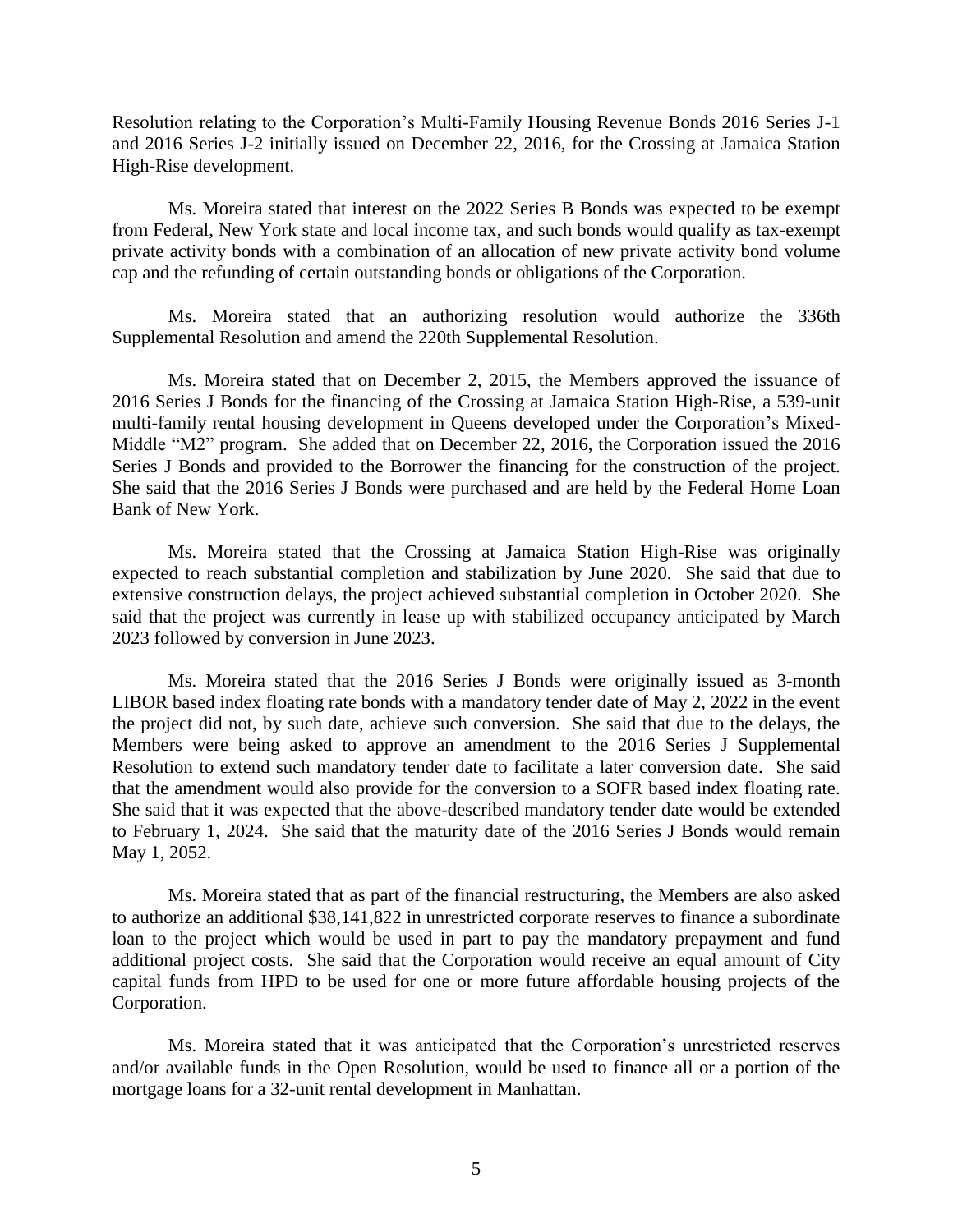Resolution relating to the Corporation's Multi-Family Housing Revenue Bonds 2016 Series J-1 and 2016 Series J-2 initially issued on December 22, 2016, for the Crossing at Jamaica Station High-Rise development.

Ms. Moreira stated that interest on the 2022 Series B Bonds was expected to be exempt from Federal, New York state and local income tax, and such bonds would qualify as tax-exempt private activity bonds with a combination of an allocation of new private activity bond volume cap and the refunding of certain outstanding bonds or obligations of the Corporation.

Ms. Moreira stated that an authorizing resolution would authorize the 336th Supplemental Resolution and amend the 220th Supplemental Resolution.

Ms. Moreira stated that on December 2, 2015, the Members approved the issuance of 2016 Series J Bonds for the financing of the Crossing at Jamaica Station High-Rise, a 539-unit multi-family rental housing development in Queens developed under the Corporation's Mixed-Middle "M2" program. She added that on December 22, 2016, the Corporation issued the 2016 Series J Bonds and provided to the Borrower the financing for the construction of the project. She said that the 2016 Series J Bonds were purchased and are held by the Federal Home Loan Bank of New York.

Ms. Moreira stated that the Crossing at Jamaica Station High-Rise was originally expected to reach substantial completion and stabilization by June 2020. She said that due to extensive construction delays, the project achieved substantial completion in October 2020. She said that the project was currently in lease up with stabilized occupancy anticipated by March 2023 followed by conversion in June 2023.

Ms. Moreira stated that the 2016 Series J Bonds were originally issued as 3-month LIBOR based index floating rate bonds with a mandatory tender date of May 2, 2022 in the event the project did not, by such date, achieve such conversion. She said that due to the delays, the Members were being asked to approve an amendment to the 2016 Series J Supplemental Resolution to extend such mandatory tender date to facilitate a later conversion date. She said that the amendment would also provide for the conversion to a SOFR based index floating rate. She said that it was expected that the above-described mandatory tender date would be extended to February 1, 2024. She said that the maturity date of the 2016 Series J Bonds would remain May 1, 2052.

Ms. Moreira stated that as part of the financial restructuring, the Members are also asked to authorize an additional $38,141,822 in unrestricted corporate reserves to finance a subordinate loan to the project which would be used in part to pay the mandatory prepayment and fund additional project costs. She said that the Corporation would receive an equal amount of City capital funds from HPD to be used for one or more future affordable housing projects of the Corporation.

Ms. Moreira stated that it was anticipated that the Corporation's unrestricted reserves and/or available funds in the Open Resolution, would be used to finance all or a portion of the mortgage loans for a 32-unit rental development in Manhattan.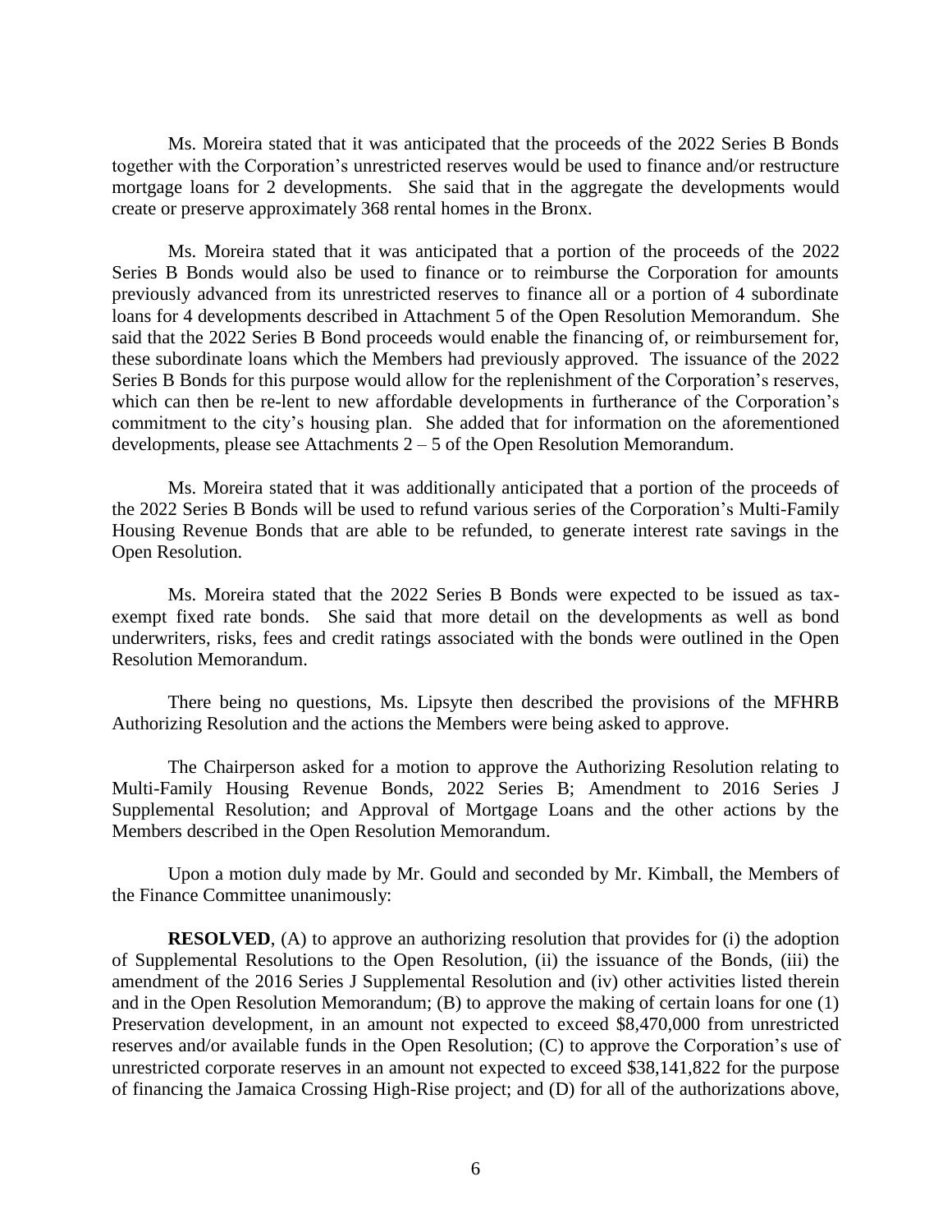Ms. Moreira stated that it was anticipated that the proceeds of the 2022 Series B Bonds together with the Corporation's unrestricted reserves would be used to finance and/or restructure mortgage loans for 2 developments. She said that in the aggregate the developments would create or preserve approximately 368 rental homes in the Bronx.

Ms. Moreira stated that it was anticipated that a portion of the proceeds of the 2022 Series B Bonds would also be used to finance or to reimburse the Corporation for amounts previously advanced from its unrestricted reserves to finance all or a portion of 4 subordinate loans for 4 developments described in Attachment 5 of the Open Resolution Memorandum. She said that the 2022 Series B Bond proceeds would enable the financing of, or reimbursement for, these subordinate loans which the Members had previously approved. The issuance of the 2022 Series B Bonds for this purpose would allow for the replenishment of the Corporation's reserves, which can then be re-lent to new affordable developments in furtherance of the Corporation's commitment to the city's housing plan. She added that for information on the aforementioned developments, please see Attachments 2 – 5 of the Open Resolution Memorandum.

Ms. Moreira stated that it was additionally anticipated that a portion of the proceeds of the 2022 Series B Bonds will be used to refund various series of the Corporation's Multi-Family Housing Revenue Bonds that are able to be refunded, to generate interest rate savings in the Open Resolution.

Ms. Moreira stated that the 2022 Series B Bonds were expected to be issued as tax-exempt fixed rate bonds. She said that more detail on the developments as well as bond underwriters, risks, fees and credit ratings associated with the bonds were outlined in the Open Resolution Memorandum.

There being no questions, Ms. Lipsyte then described the provisions of the MFHRB Authorizing Resolution and the actions the Members were being asked to approve.

The Chairperson asked for a motion to approve the Authorizing Resolution relating to Multi-Family Housing Revenue Bonds, 2022 Series B; Amendment to 2016 Series J Supplemental Resolution; and Approval of Mortgage Loans and the other actions by the Members described in the Open Resolution Memorandum.

Upon a motion duly made by Mr. Gould and seconded by Mr. Kimball, the Members of the Finance Committee unanimously:

**RESOLVED**, (A) to approve an authorizing resolution that provides for (i) the adoption of Supplemental Resolutions to the Open Resolution, (ii) the issuance of the Bonds, (iii) the amendment of the 2016 Series J Supplemental Resolution and (iv) other activities listed therein and in the Open Resolution Memorandum; (B) to approve the making of certain loans for one (1) Preservation development, in an amount not expected to exceed $8,470,000 from unrestricted reserves and/or available funds in the Open Resolution; (C) to approve the Corporation's use of unrestricted corporate reserves in an amount not expected to exceed $38,141,822 for the purpose of financing the Jamaica Crossing High-Rise project; and (D) for all of the authorizations above,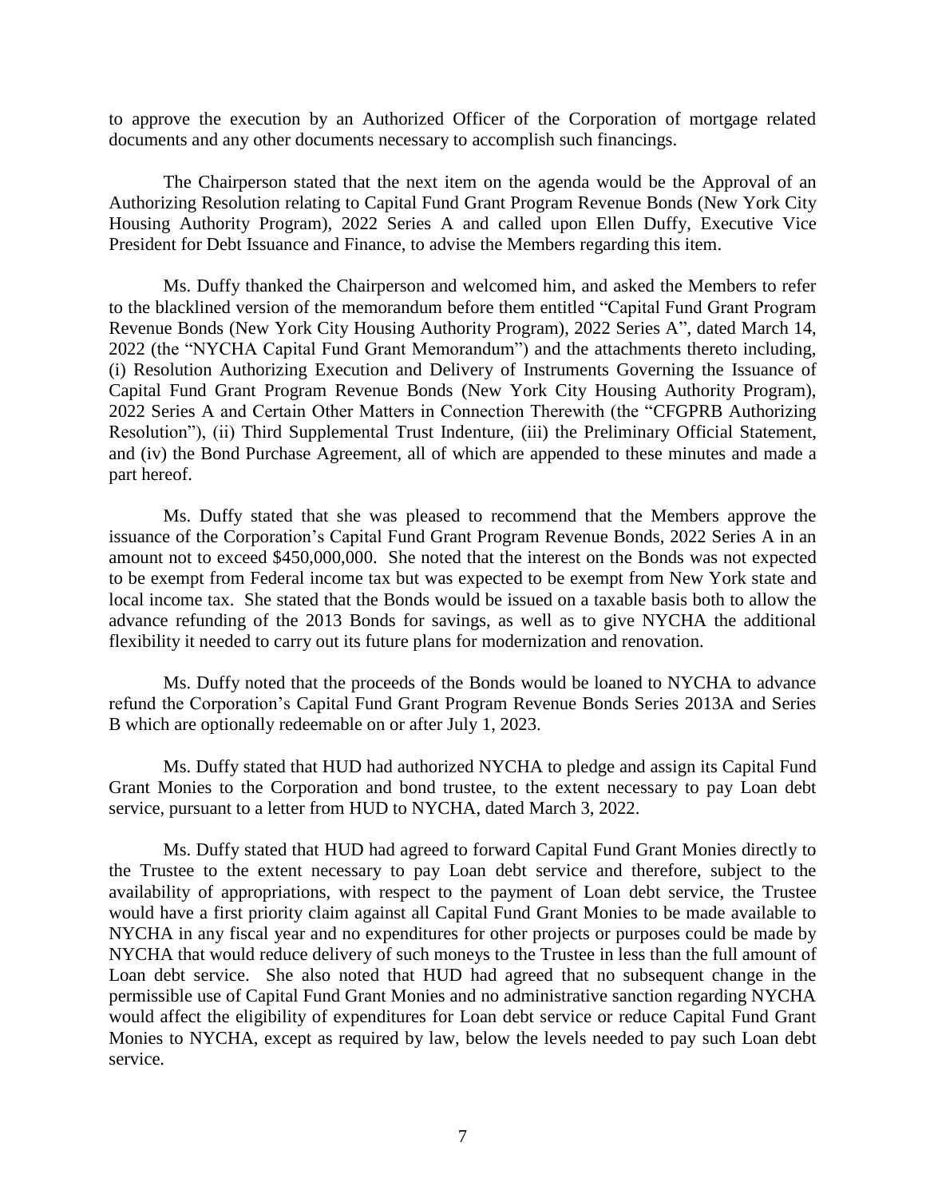to approve the execution by an Authorized Officer of the Corporation of mortgage related documents and any other documents necessary to accomplish such financings.

The Chairperson stated that the next item on the agenda would be the Approval of an Authorizing Resolution relating to Capital Fund Grant Program Revenue Bonds (New York City Housing Authority Program), 2022 Series A and called upon Ellen Duffy, Executive Vice President for Debt Issuance and Finance, to advise the Members regarding this item.

Ms. Duffy thanked the Chairperson and welcomed him, and asked the Members to refer to the blacklined version of the memorandum before them entitled "Capital Fund Grant Program Revenue Bonds (New York City Housing Authority Program), 2022 Series A", dated March 14, 2022 (the "NYCHA Capital Fund Grant Memorandum") and the attachments thereto including, (i) Resolution Authorizing Execution and Delivery of Instruments Governing the Issuance of Capital Fund Grant Program Revenue Bonds (New York City Housing Authority Program), 2022 Series A and Certain Other Matters in Connection Therewith (the "CFGPRB Authorizing Resolution"), (ii) Third Supplemental Trust Indenture, (iii) the Preliminary Official Statement, and (iv) the Bond Purchase Agreement, all of which are appended to these minutes and made a part hereof.

Ms. Duffy stated that she was pleased to recommend that the Members approve the issuance of the Corporation's Capital Fund Grant Program Revenue Bonds, 2022 Series A in an amount not to exceed $450,000,000. She noted that the interest on the Bonds was not expected to be exempt from Federal income tax but was expected to be exempt from New York state and local income tax. She stated that the Bonds would be issued on a taxable basis both to allow the advance refunding of the 2013 Bonds for savings, as well as to give NYCHA the additional flexibility it needed to carry out its future plans for modernization and renovation.

Ms. Duffy noted that the proceeds of the Bonds would be loaned to NYCHA to advance refund the Corporation's Capital Fund Grant Program Revenue Bonds Series 2013A and Series B which are optionally redeemable on or after July 1, 2023.

Ms. Duffy stated that HUD had authorized NYCHA to pledge and assign its Capital Fund Grant Monies to the Corporation and bond trustee, to the extent necessary to pay Loan debt service, pursuant to a letter from HUD to NYCHA, dated March 3, 2022.

Ms. Duffy stated that HUD had agreed to forward Capital Fund Grant Monies directly to the Trustee to the extent necessary to pay Loan debt service and therefore, subject to the availability of appropriations, with respect to the payment of Loan debt service, the Trustee would have a first priority claim against all Capital Fund Grant Monies to be made available to NYCHA in any fiscal year and no expenditures for other projects or purposes could be made by NYCHA that would reduce delivery of such moneys to the Trustee in less than the full amount of Loan debt service. She also noted that HUD had agreed that no subsequent change in the permissible use of Capital Fund Grant Monies and no administrative sanction regarding NYCHA would affect the eligibility of expenditures for Loan debt service or reduce Capital Fund Grant Monies to NYCHA, except as required by law, below the levels needed to pay such Loan debt service.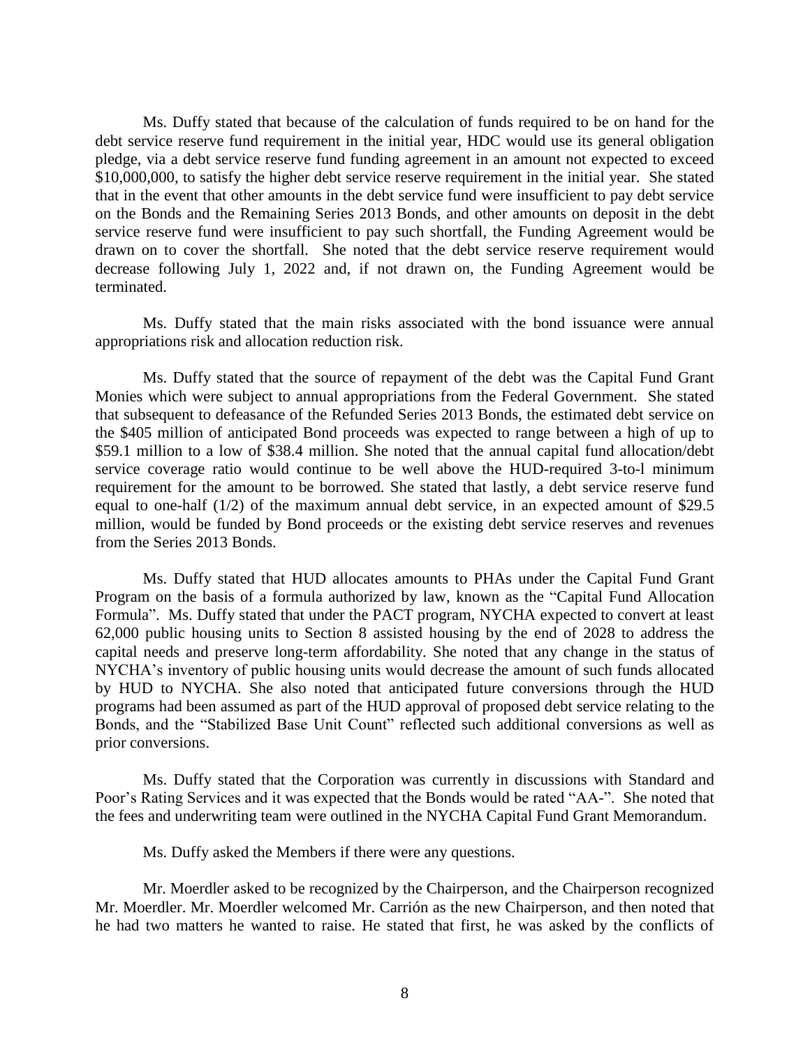Ms. Duffy stated that because of the calculation of funds required to be on hand for the debt service reserve fund requirement in the initial year, HDC would use its general obligation pledge, via a debt service reserve fund funding agreement in an amount not expected to exceed $10,000,000, to satisfy the higher debt service reserve requirement in the initial year. She stated that in the event that other amounts in the debt service fund were insufficient to pay debt service on the Bonds and the Remaining Series 2013 Bonds, and other amounts on deposit in the debt service reserve fund were insufficient to pay such shortfall, the Funding Agreement would be drawn on to cover the shortfall. She noted that the debt service reserve requirement would decrease following July 1, 2022 and, if not drawn on, the Funding Agreement would be terminated.

Ms. Duffy stated that the main risks associated with the bond issuance were annual appropriations risk and allocation reduction risk.

Ms. Duffy stated that the source of repayment of the debt was the Capital Fund Grant Monies which were subject to annual appropriations from the Federal Government. She stated that subsequent to defeasance of the Refunded Series 2013 Bonds, the estimated debt service on the $405 million of anticipated Bond proceeds was expected to range between a high of up to $59.1 million to a low of $38.4 million. She noted that the annual capital fund allocation/debt service coverage ratio would continue to be well above the HUD-required 3-to-l minimum requirement for the amount to be borrowed. She stated that lastly, a debt service reserve fund equal to one-half (1/2) of the maximum annual debt service, in an expected amount of $29.5 million, would be funded by Bond proceeds or the existing debt service reserves and revenues from the Series 2013 Bonds.

Ms. Duffy stated that HUD allocates amounts to PHAs under the Capital Fund Grant Program on the basis of a formula authorized by law, known as the "Capital Fund Allocation Formula". Ms. Duffy stated that under the PACT program, NYCHA expected to convert at least 62,000 public housing units to Section 8 assisted housing by the end of 2028 to address the capital needs and preserve long-term affordability. She noted that any change in the status of NYCHA's inventory of public housing units would decrease the amount of such funds allocated by HUD to NYCHA. She also noted that anticipated future conversions through the HUD programs had been assumed as part of the HUD approval of proposed debt service relating to the Bonds, and the "Stabilized Base Unit Count" reflected such additional conversions as well as prior conversions.

Ms. Duffy stated that the Corporation was currently in discussions with Standard and Poor's Rating Services and it was expected that the Bonds would be rated "AA-". She noted that the fees and underwriting team were outlined in the NYCHA Capital Fund Grant Memorandum.

Ms. Duffy asked the Members if there were any questions.

Mr. Moerdler asked to be recognized by the Chairperson, and the Chairperson recognized Mr. Moerdler. Mr. Moerdler welcomed Mr. Carrión as the new Chairperson, and then noted that he had two matters he wanted to raise. He stated that first, he was asked by the conflicts of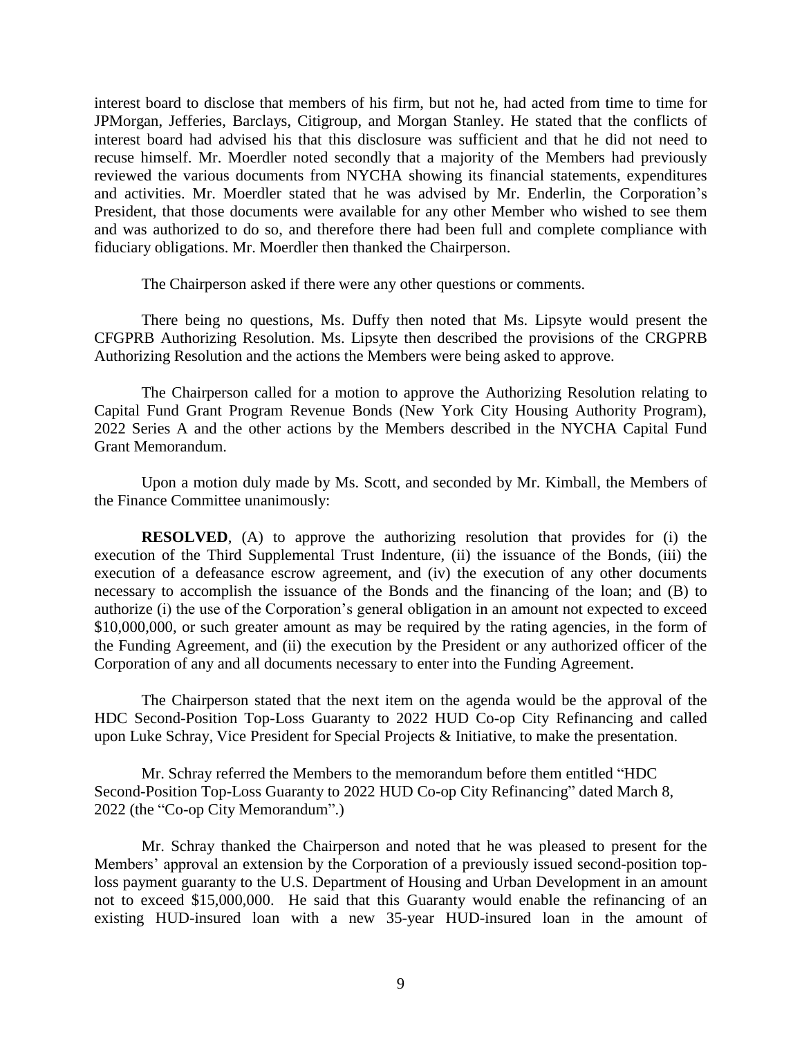interest board to disclose that members of his firm, but not he, had acted from time to time for JPMorgan, Jefferies, Barclays, Citigroup, and Morgan Stanley. He stated that the conflicts of interest board had advised his that this disclosure was sufficient and that he did not need to recuse himself. Mr. Moerdler noted secondly that a majority of the Members had previously reviewed the various documents from NYCHA showing its financial statements, expenditures and activities. Mr. Moerdler stated that he was advised by Mr. Enderlin, the Corporation's President, that those documents were available for any other Member who wished to see them and was authorized to do so, and therefore there had been full and complete compliance with fiduciary obligations. Mr. Moerdler then thanked the Chairperson.

The Chairperson asked if there were any other questions or comments.

There being no questions, Ms. Duffy then noted that Ms. Lipsyte would present the CFGPRB Authorizing Resolution. Ms. Lipsyte then described the provisions of the CRGPRB Authorizing Resolution and the actions the Members were being asked to approve.

The Chairperson called for a motion to approve the Authorizing Resolution relating to Capital Fund Grant Program Revenue Bonds (New York City Housing Authority Program), 2022 Series A and the other actions by the Members described in the NYCHA Capital Fund Grant Memorandum.

Upon a motion duly made by Ms. Scott, and seconded by Mr. Kimball, the Members of the Finance Committee unanimously:

**RESOLVED**, (A) to approve the authorizing resolution that provides for (i) the execution of the Third Supplemental Trust Indenture, (ii) the issuance of the Bonds, (iii) the execution of a defeasance escrow agreement, and (iv) the execution of any other documents necessary to accomplish the issuance of the Bonds and the financing of the loan; and (B) to authorize (i) the use of the Corporation's general obligation in an amount not expected to exceed \$10,000,000, or such greater amount as may be required by the rating agencies, in the form of the Funding Agreement, and (ii) the execution by the President or any authorized officer of the Corporation of any and all documents necessary to enter into the Funding Agreement.

The Chairperson stated that the next item on the agenda would be the approval of the HDC Second-Position Top-Loss Guaranty to 2022 HUD Co-op City Refinancing and called upon Luke Schray, Vice President for Special Projects & Initiative, to make the presentation.

Mr. Schray referred the Members to the memorandum before them entitled "HDC Second-Position Top-Loss Guaranty to 2022 HUD Co-op City Refinancing" dated March 8, 2022 (the "Co-op City Memorandum".)

Mr. Schray thanked the Chairperson and noted that he was pleased to present for the Members' approval an extension by the Corporation of a previously issued second-position top-loss payment guaranty to the U.S. Department of Housing and Urban Development in an amount not to exceed \$15,000,000. He said that this Guaranty would enable the refinancing of an existing HUD-insured loan with a new 35-year HUD-insured loan in the amount of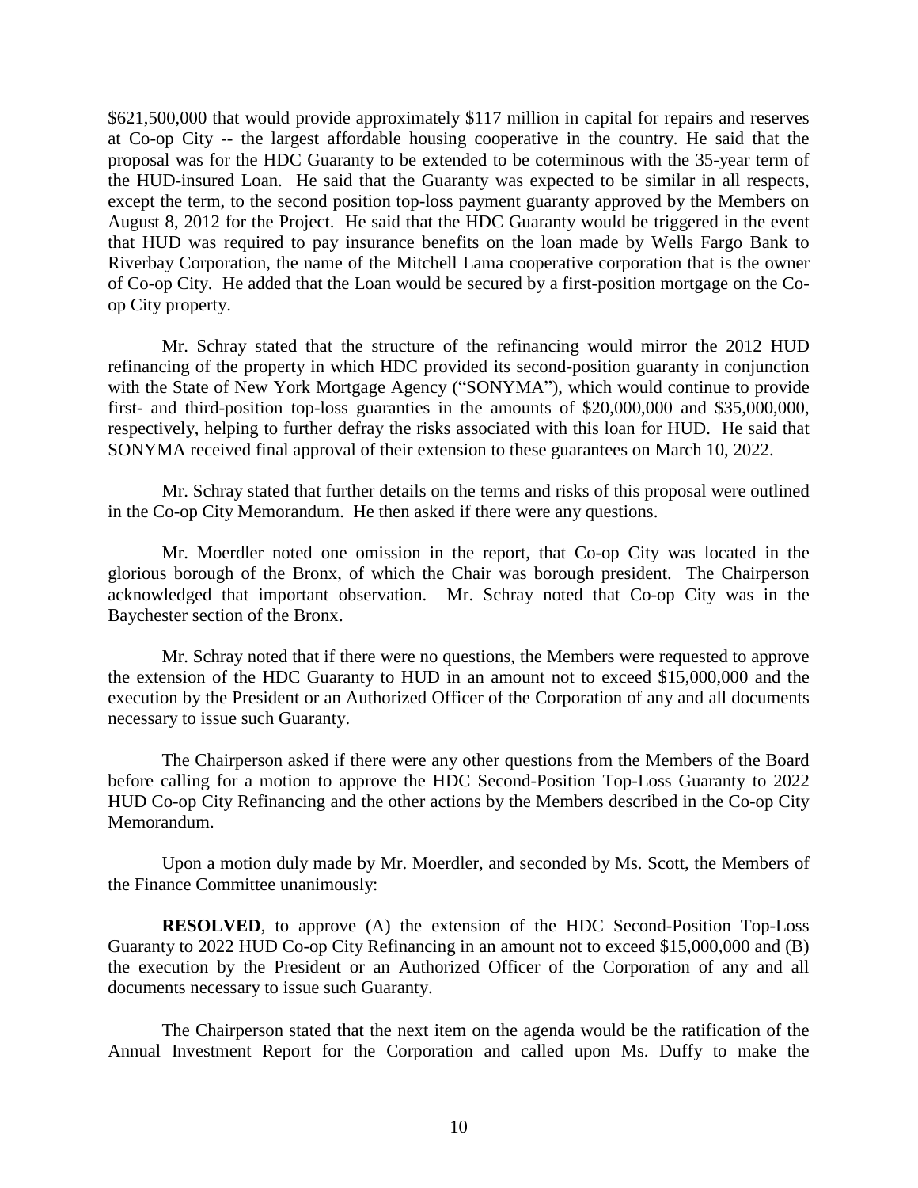$621,500,000 that would provide approximately $117 million in capital for repairs and reserves at Co-op City -- the largest affordable housing cooperative in the country. He said that the proposal was for the HDC Guaranty to be extended to be coterminous with the 35-year term of the HUD-insured Loan. He said that the Guaranty was expected to be similar in all respects, except the term, to the second position top-loss payment guaranty approved by the Members on August 8, 2012 for the Project. He said that the HDC Guaranty would be triggered in the event that HUD was required to pay insurance benefits on the loan made by Wells Fargo Bank to Riverbay Corporation, the name of the Mitchell Lama cooperative corporation that is the owner of Co-op City. He added that the Loan would be secured by a first-position mortgage on the Co-op City property.

Mr. Schray stated that the structure of the refinancing would mirror the 2012 HUD refinancing of the property in which HDC provided its second-position guaranty in conjunction with the State of New York Mortgage Agency ("SONYMA"), which would continue to provide first- and third-position top-loss guaranties in the amounts of $20,000,000 and $35,000,000, respectively, helping to further defray the risks associated with this loan for HUD. He said that SONYMA received final approval of their extension to these guarantees on March 10, 2022.

Mr. Schray stated that further details on the terms and risks of this proposal were outlined in the Co-op City Memorandum. He then asked if there were any questions.

Mr. Moerdler noted one omission in the report, that Co-op City was located in the glorious borough of the Bronx, of which the Chair was borough president. The Chairperson acknowledged that important observation. Mr. Schray noted that Co-op City was in the Baychester section of the Bronx.

Mr. Schray noted that if there were no questions, the Members were requested to approve the extension of the HDC Guaranty to HUD in an amount not to exceed $15,000,000 and the execution by the President or an Authorized Officer of the Corporation of any and all documents necessary to issue such Guaranty.

The Chairperson asked if there were any other questions from the Members of the Board before calling for a motion to approve the HDC Second-Position Top-Loss Guaranty to 2022 HUD Co-op City Refinancing and the other actions by the Members described in the Co-op City Memorandum.

Upon a motion duly made by Mr. Moerdler, and seconded by Ms. Scott, the Members of the Finance Committee unanimously:

**RESOLVED**, to approve (A) the extension of the HDC Second-Position Top-Loss Guaranty to 2022 HUD Co-op City Refinancing in an amount not to exceed $15,000,000 and (B) the execution by the President or an Authorized Officer of the Corporation of any and all documents necessary to issue such Guaranty.

The Chairperson stated that the next item on the agenda would be the ratification of the Annual Investment Report for the Corporation and called upon Ms. Duffy to make the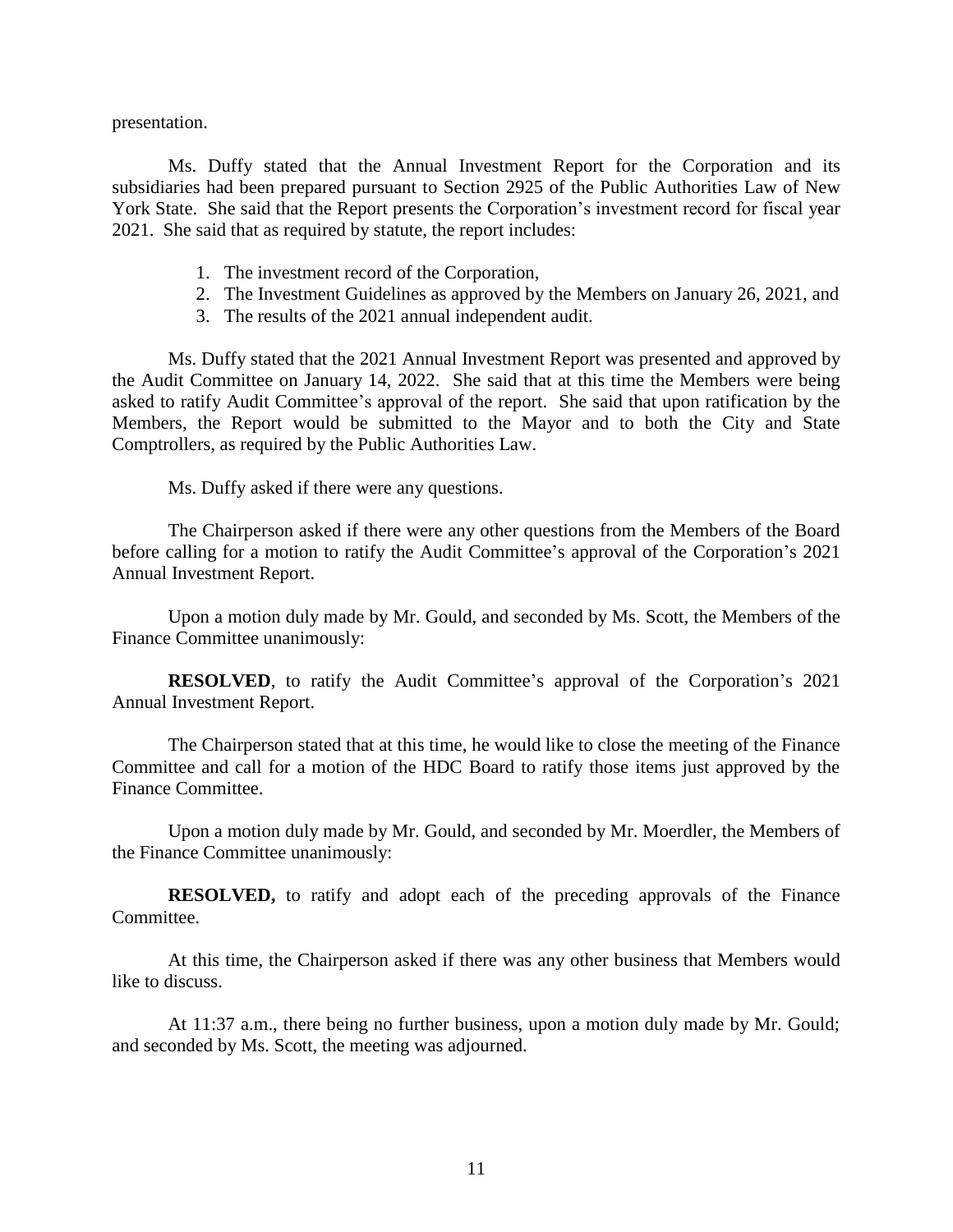presentation.

Ms. Duffy stated that the Annual Investment Report for the Corporation and its subsidiaries had been prepared pursuant to Section 2925 of the Public Authorities Law of New York State. She said that the Report presents the Corporation's investment record for fiscal year 2021. She said that as required by statute, the report includes:

1. The investment record of the Corporation,
2. The Investment Guidelines as approved by the Members on January 26, 2021, and
3. The results of the 2021 annual independent audit.

Ms. Duffy stated that the 2021 Annual Investment Report was presented and approved by the Audit Committee on January 14, 2022. She said that at this time the Members were being asked to ratify Audit Committee's approval of the report. She said that upon ratification by the Members, the Report would be submitted to the Mayor and to both the City and State Comptrollers, as required by the Public Authorities Law.

Ms. Duffy asked if there were any questions.

The Chairperson asked if there were any other questions from the Members of the Board before calling for a motion to ratify the Audit Committee's approval of the Corporation's 2021 Annual Investment Report.

Upon a motion duly made by Mr. Gould, and seconded by Ms. Scott, the Members of the Finance Committee unanimously:

**RESOLVED**, to ratify the Audit Committee's approval of the Corporation's 2021 Annual Investment Report.

The Chairperson stated that at this time, he would like to close the meeting of the Finance Committee and call for a motion of the HDC Board to ratify those items just approved by the Finance Committee.

Upon a motion duly made by Mr. Gould, and seconded by Mr. Moerdler, the Members of the Finance Committee unanimously:

**RESOLVED,** to ratify and adopt each of the preceding approvals of the Finance Committee.

At this time, the Chairperson asked if there was any other business that Members would like to discuss.

At 11:37 a.m., there being no further business, upon a motion duly made by Mr. Gould; and seconded by Ms. Scott, the meeting was adjourned.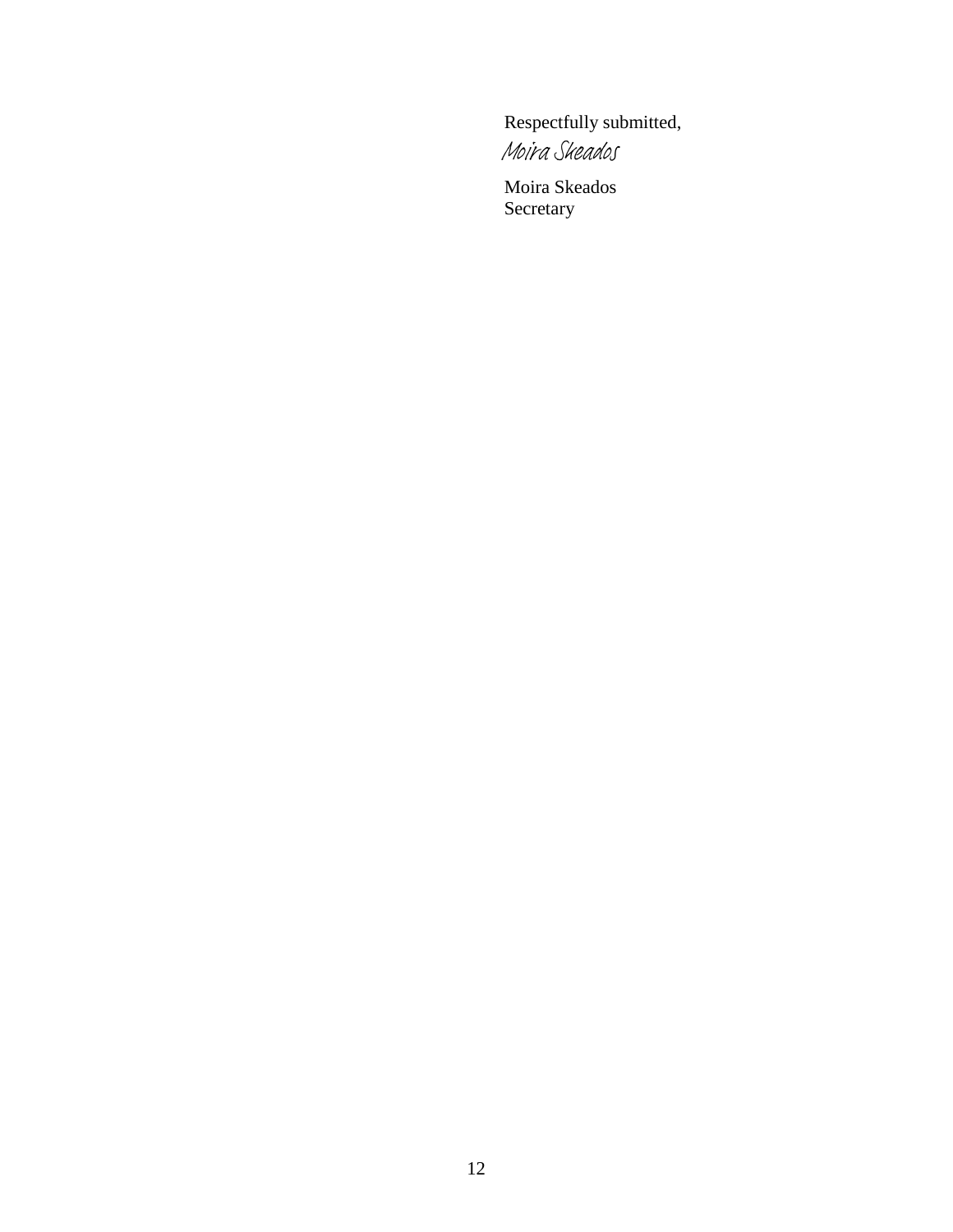Respectfully submitted,

*Moira Skeados*

Moira Skeados
Secretary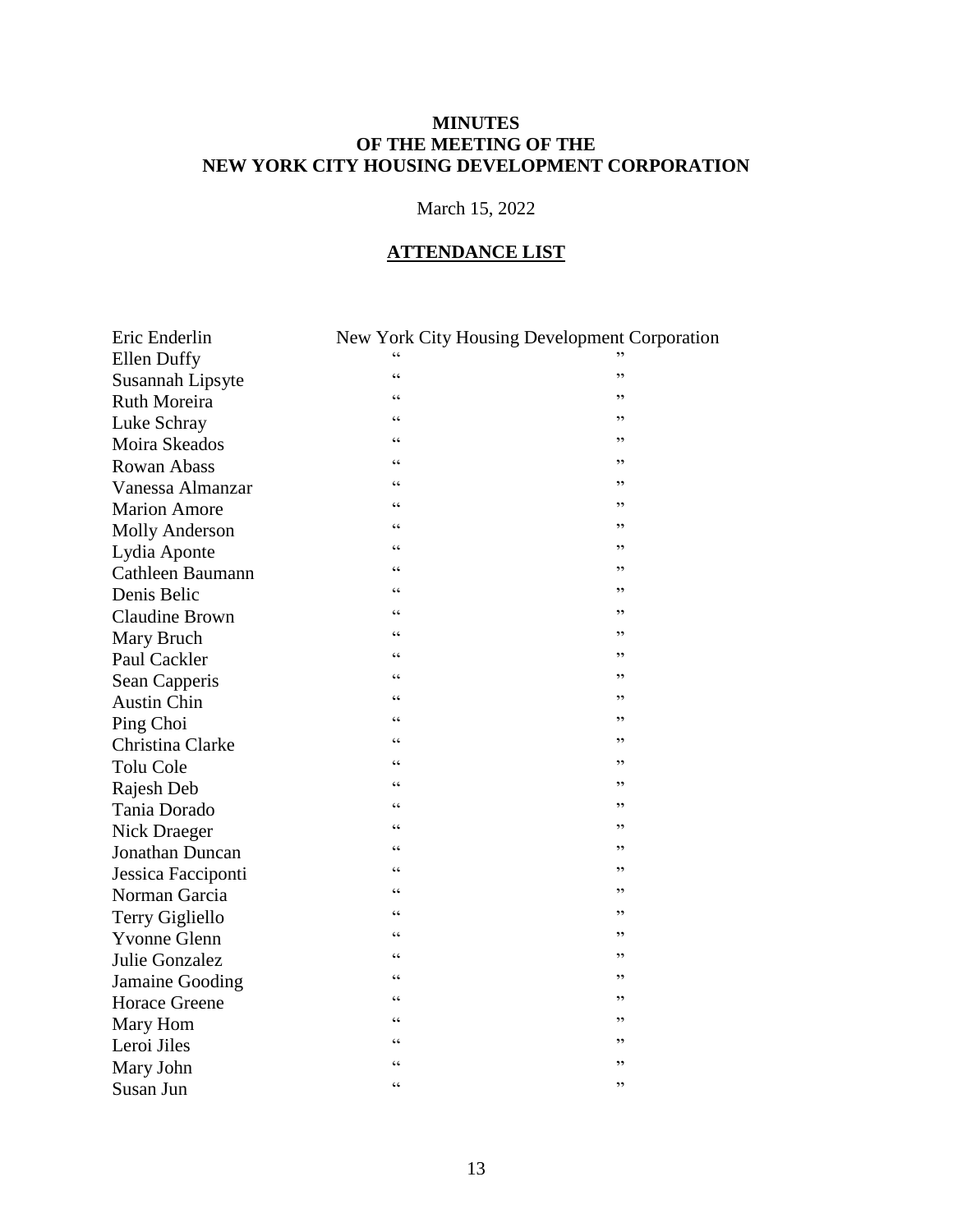**MINUTES**
**OF THE MEETING OF THE**
**NEW YORK CITY HOUSING DEVELOPMENT CORPORATION**

March 15, 2022

**ATTENDANCE LIST**

| | |
|---|---|
| Eric Enderlin | New York City Housing Development Corporation |
| Ellen Duffy | " " |
| Susannah Lipsyte | " " |
| Ruth Moreira | " " |
| Luke Schray | " " |
| Moira Skeados | " " |
| Rowan Abass | " " |
| Vanessa Almanzar | " " |
| Marion Amore | " " |
| Molly Anderson | " " |
| Lydia Aponte | " " |
| Cathleen Baumann | " " |
| Denis Belic | " " |
| Claudine Brown | " " |
| Mary Bruch | " " |
| Paul Cackler | " " |
| Sean Capperis | " " |
| Austin Chin | " " |
| Ping Choi | " " |
| Christina Clarke | " " |
| Tolu Cole | " " |
| Rajesh Deb | " " |
| Tania Dorado | " " |
| Nick Draeger | " " |
| Jonathan Duncan | " " |
| Jessica Facciponti | " " |
| Norman Garcia | " " |
| Terry Gigliello | " " |
| Yvonne Glenn | " " |
| Julie Gonzalez | " " |
| Jamaine Gooding | " " |
| Horace Greene | " " |
| Mary Hom | " " |
| Leroi Jiles | " " |
| Mary John | " " |
| Susan Jun | " " |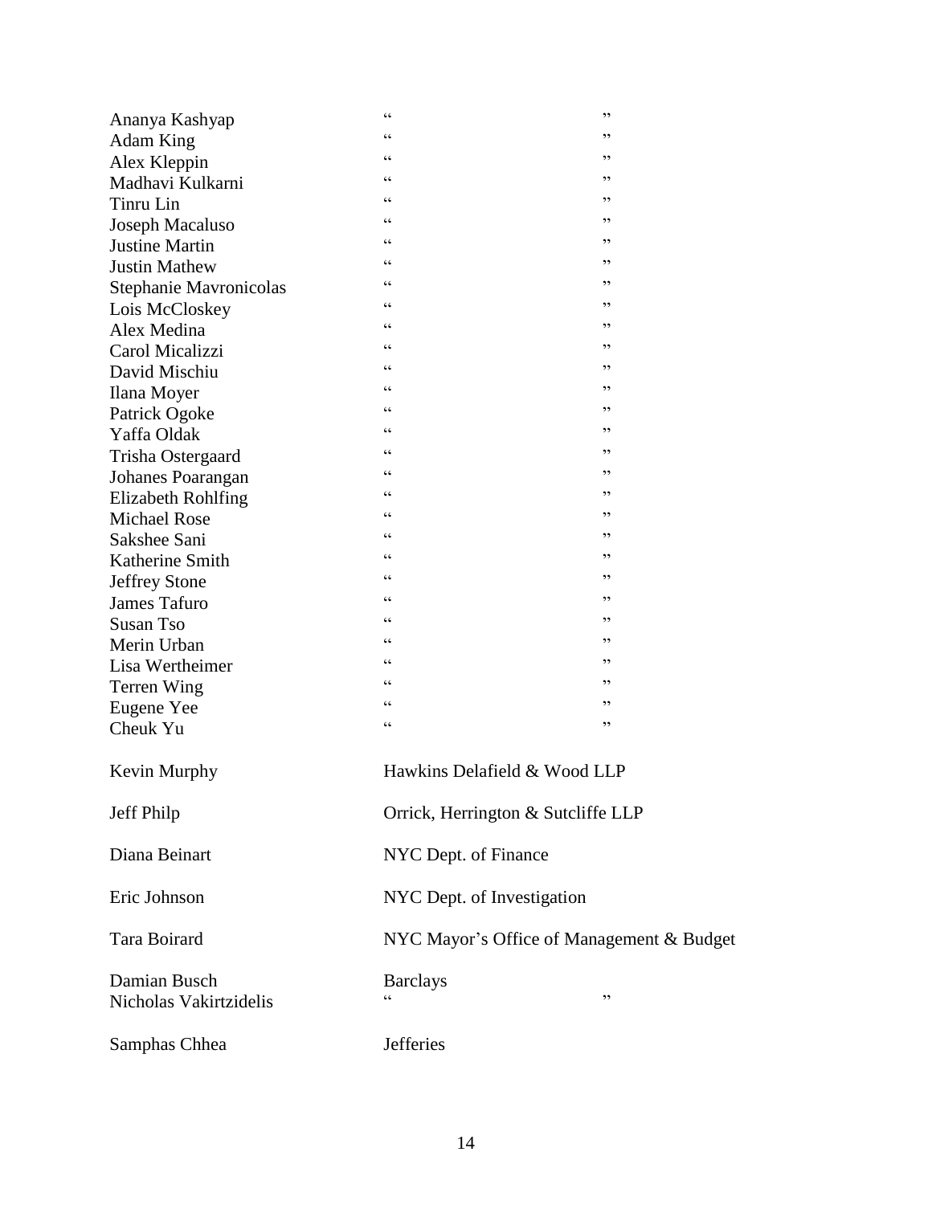| | |
|---|---|
| Ananya Kashyap | " " |
| Adam King | " " |
| Alex Kleppin | " " |
| Madhavi Kulkarni | " " |
| Tinru Lin | " " |
| Joseph Macaluso | " " |
| Justine Martin | " " |
| Justin Mathew | " " |
| Stephanie Mavronicolas | " " |
| Lois McCloskey | " " |
| Alex Medina | " " |
| Carol Micalizzi | " " |
| David Mischiu | " " |
| Ilana Moyer | " " |
| Patrick Ogoke | " " |
| Yaffa Oldak | " " |
| Trisha Ostergaard | " " |
| Johanes Poarangan | " " |
| Elizabeth Rohlfing | " " |
| Michael Rose | " " |
| Sakshee Sani | " " |
| Katherine Smith | " " |
| Jeffrey Stone | " " |
| James Tafuro | " " |
| Susan Tso | " " |
| Merin Urban | " " |
| Lisa Wertheimer | " " |
| Terren Wing | " " |
| Eugene Yee | " " |
| Cheuk Yu | " " |
| Kevin Murphy | Hawkins Delafield & Wood LLP |
| Jeff Philp | Orrick, Herrington & Sutcliffe LLP |
| Diana Beinart | NYC Dept. of Finance |
| Eric Johnson | NYC Dept. of Investigation |
| Tara Boirard | NYC Mayor's Office of Management & Budget |
| Damian Busch | Barclays |
| Nicholas Vakirtzidelis | " " |
| Samphas Chhea | Jefferies |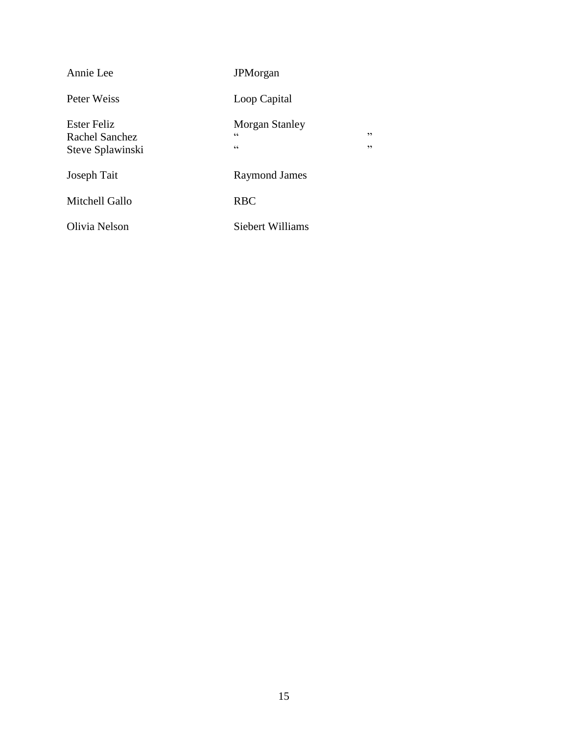| | |
|---|---|
| Annie Lee | JPMorgan |
| Peter Weiss | Loop Capital |
| Ester Feliz | Morgan Stanley |
| Rachel Sanchez | "           " |
| Steve Splawinski | "           " |
| Joseph Tait | Raymond James |
| Mitchell Gallo | RBC |
| Olivia Nelson | Siebert Williams |